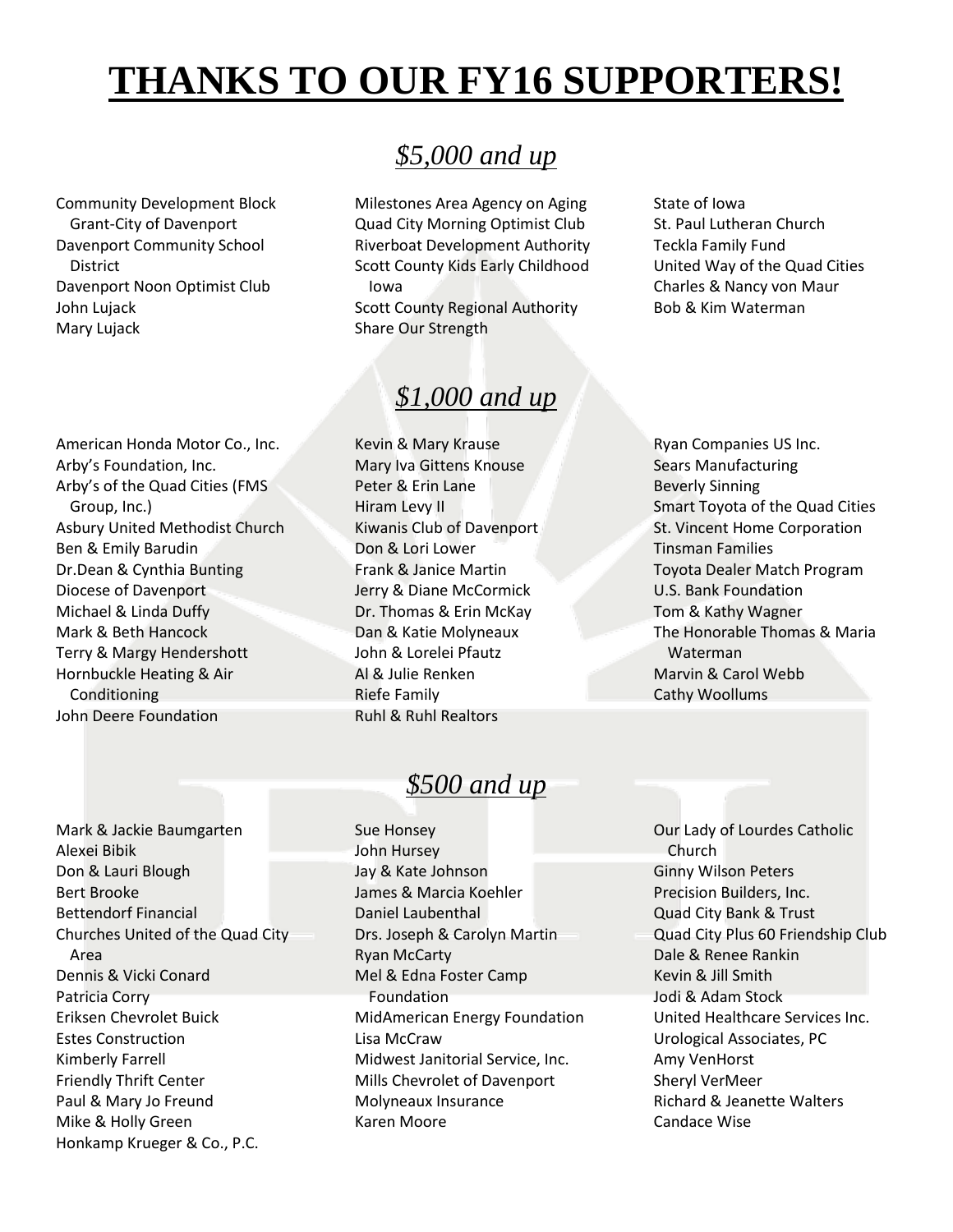# THANKS TO OUR FY16 SUPPORTERS!

## *$5,000 and up*

Community Development Block Grant-City of Davenport
Davenport Community School District
Davenport Noon Optimist Club
John Lujack
Mary Lujack
Milestones Area Agency on Aging
Quad City Morning Optimist Club
Riverboat Development Authority
Scott County Kids Early Childhood Iowa
Scott County Regional Authority
Share Our Strength
State of Iowa
St. Paul Lutheran Church
Teckla Family Fund
United Way of the Quad Cities
Charles & Nancy von Maur
Bob & Kim Waterman

## *$1,000 and up*

American Honda Motor Co., Inc.
Arby's Foundation, Inc.
Arby's of the Quad Cities (FMS Group, Inc.)
Asbury United Methodist Church
Ben & Emily Barudin
Dr.Dean & Cynthia Bunting
Diocese of Davenport
Michael & Linda Duffy
Mark & Beth Hancock
Terry & Margy Hendershott
Hornbuckle Heating & Air Conditioning
John Deere Foundation
Kevin & Mary Krause
Mary Iva Gittens Knouse
Peter & Erin Lane
Hiram Levy II
Kiwanis Club of Davenport
Don & Lori Lower
Frank & Janice Martin
Jerry & Diane McCormick
Dr. Thomas & Erin McKay
Dan & Katie Molyneaux
John & Lorelei Pfautz
Al & Julie Renken
Riefe Family
Ruhl & Ruhl Realtors
Ryan Companies US Inc.
Sears Manufacturing
Beverly Sinning
Smart Toyota of the Quad Cities
St. Vincent Home Corporation
Tinsman Families
Toyota Dealer Match Program
U.S. Bank Foundation
Tom & Kathy Wagner
The Honorable Thomas & Maria Waterman
Marvin & Carol Webb
Cathy Woollums

## *$500 and up*

Mark & Jackie Baumgarten
Alexei Bibik
Don & Lauri Blough
Bert Brooke
Bettendorf Financial
Churches United of the Quad City Area
Dennis & Vicki Conard
Patricia Corry
Eriksen Chevrolet Buick
Estes Construction
Kimberly Farrell
Friendly Thrift Center
Paul & Mary Jo Freund
Mike & Holly Green
Honkamp Krueger & Co., P.C.
Sue Honsey
John Hursey
Jay & Kate Johnson
James & Marcia Koehler
Daniel Laubenthal
Drs. Joseph & Carolyn Martin
Ryan McCarty
Mel & Edna Foster Camp Foundation
MidAmerican Energy Foundation
Lisa McCraw
Midwest Janitorial Service, Inc.
Mills Chevrolet of Davenport
Molyneaux Insurance
Karen Moore
Our Lady of Lourdes Catholic Church
Ginny Wilson Peters
Precision Builders, Inc.
Quad City Bank & Trust
Quad City Plus 60 Friendship Club
Dale & Renee Rankin
Kevin & Jill Smith
Jodi & Adam Stock
United Healthcare Services Inc.
Urological Associates, PC
Amy VenHorst
Sheryl VerMeer
Richard & Jeanette Walters
Candace Wise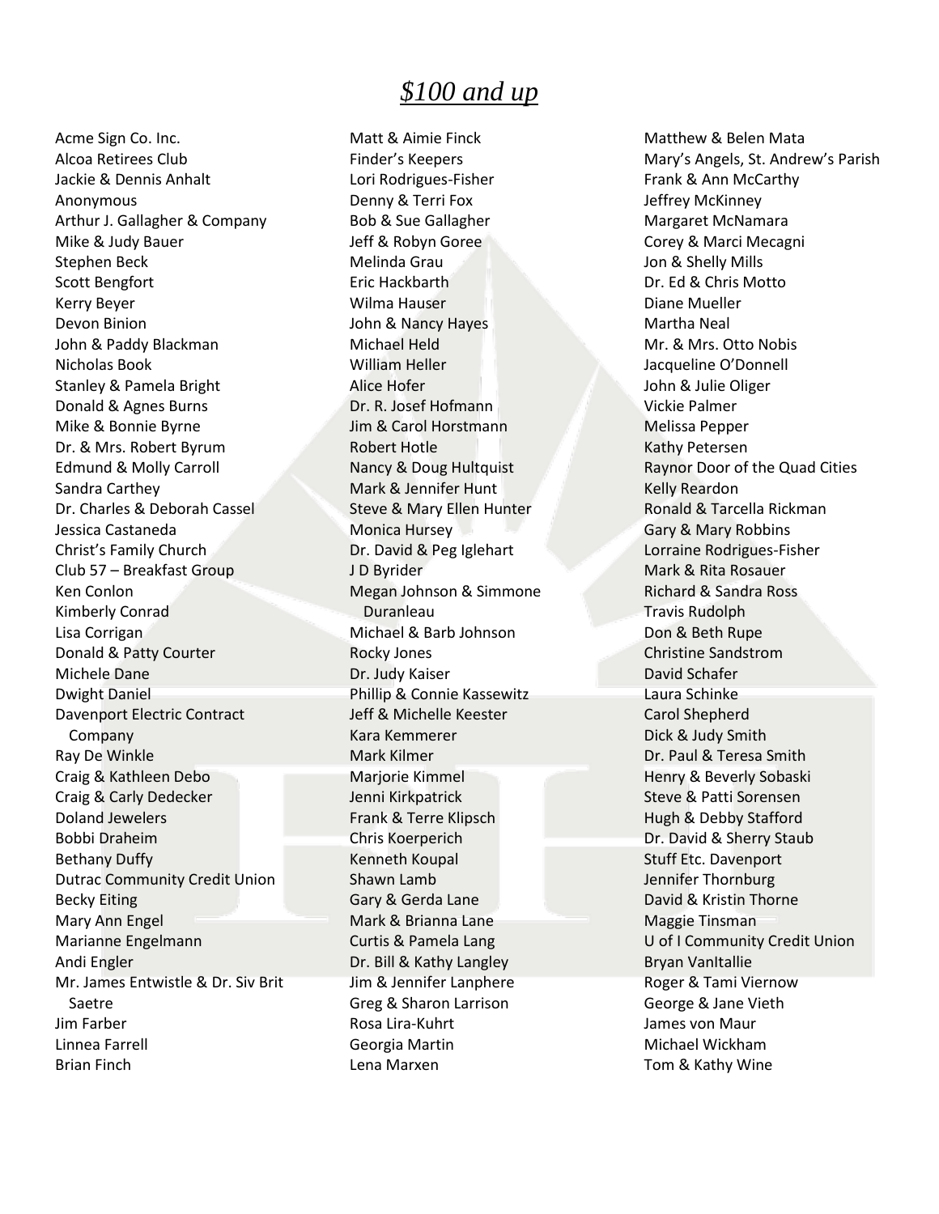# *$100 and up*

Acme Sign Co. Inc.
Alcoa Retirees Club
Jackie & Dennis Anhalt
Anonymous
Arthur J. Gallagher & Company
Mike & Judy Bauer
Stephen Beck
Scott Bengfort
Kerry Beyer
Devon Binion
John & Paddy Blackman
Nicholas Book
Stanley & Pamela Bright
Donald & Agnes Burns
Mike & Bonnie Byrne
Dr. & Mrs. Robert Byrum
Edmund & Molly Carroll
Sandra Carthey
Dr. Charles & Deborah Cassel
Jessica Castaneda
Christ's Family Church
Club 57 – Breakfast Group
Ken Conlon
Kimberly Conrad
Lisa Corrigan
Donald & Patty Courter
Michele Dane
Dwight Daniel
Davenport Electric Contract Company
Ray De Winkle
Craig & Kathleen Debo
Craig & Carly Dedecker
Doland Jewelers
Bobbi Draheim
Bethany Duffy
Dutrac Community Credit Union
Becky Eiting
Mary Ann Engel
Marianne Engelmann
Andi Engler
Mr. James Entwistle & Dr. Siv Brit Saetre
Jim Farber
Linnea Farrell
Brian Finch
Matt & Aimie Finck
Finder's Keepers
Lori Rodrigues-Fisher
Denny & Terri Fox
Bob & Sue Gallagher
Jeff & Robyn Goree
Melinda Grau
Eric Hackbarth
Wilma Hauser
John & Nancy Hayes
Michael Held
William Heller
Alice Hofer
Dr. R. Josef Hofmann
Jim & Carol Horstmann
Robert Hotle
Nancy & Doug Hultquist
Mark & Jennifer Hunt
Steve & Mary Ellen Hunter
Monica Hursey
Dr. David & Peg Iglehart
J D Byrider
Megan Johnson & Simmone Duranleau
Michael & Barb Johnson
Rocky Jones
Dr. Judy Kaiser
Phillip & Connie Kassewitz
Jeff & Michelle Keester
Kara Kemmerer
Mark Kilmer
Marjorie Kimmel
Jenni Kirkpatrick
Frank & Terre Klipsch
Chris Koerperich
Kenneth Koupal
Shawn Lamb
Gary & Gerda Lane
Mark & Brianna Lane
Curtis & Pamela Lang
Dr. Bill & Kathy Langley
Jim & Jennifer Lanphere
Greg & Sharon Larrison
Rosa Lira-Kuhrt
Georgia Martin
Lena Marxen
Matthew & Belen Mata
Mary's Angels, St. Andrew's Parish
Frank & Ann McCarthy
Jeffrey McKinney
Margaret McNamara
Corey & Marci Mecagni
Jon & Shelly Mills
Dr. Ed & Chris Motto
Diane Mueller
Martha Neal
Mr. & Mrs. Otto Nobis
Jacqueline O'Donnell
John & Julie Oliger
Vickie Palmer
Melissa Pepper
Kathy Petersen
Raynor Door of the Quad Cities
Kelly Reardon
Ronald & Tarcella Rickman
Gary & Mary Robbins
Lorraine Rodrigues-Fisher
Mark & Rita Rosauer
Richard & Sandra Ross
Travis Rudolph
Don & Beth Rupe
Christine Sandstrom
David Schafer
Laura Schinke
Carol Shepherd
Dick & Judy Smith
Dr. Paul & Teresa Smith
Henry & Beverly Sobaski
Steve & Patti Sorensen
Hugh & Debby Stafford
Dr. David & Sherry Staub
Stuff Etc. Davenport
Jennifer Thornburg
David & Kristin Thorne
Maggie Tinsman
U of I Community Credit Union
Bryan VanItallie
Roger & Tami Viernow
George & Jane Vieth
James von Maur
Michael Wickham
Tom & Kathy Wine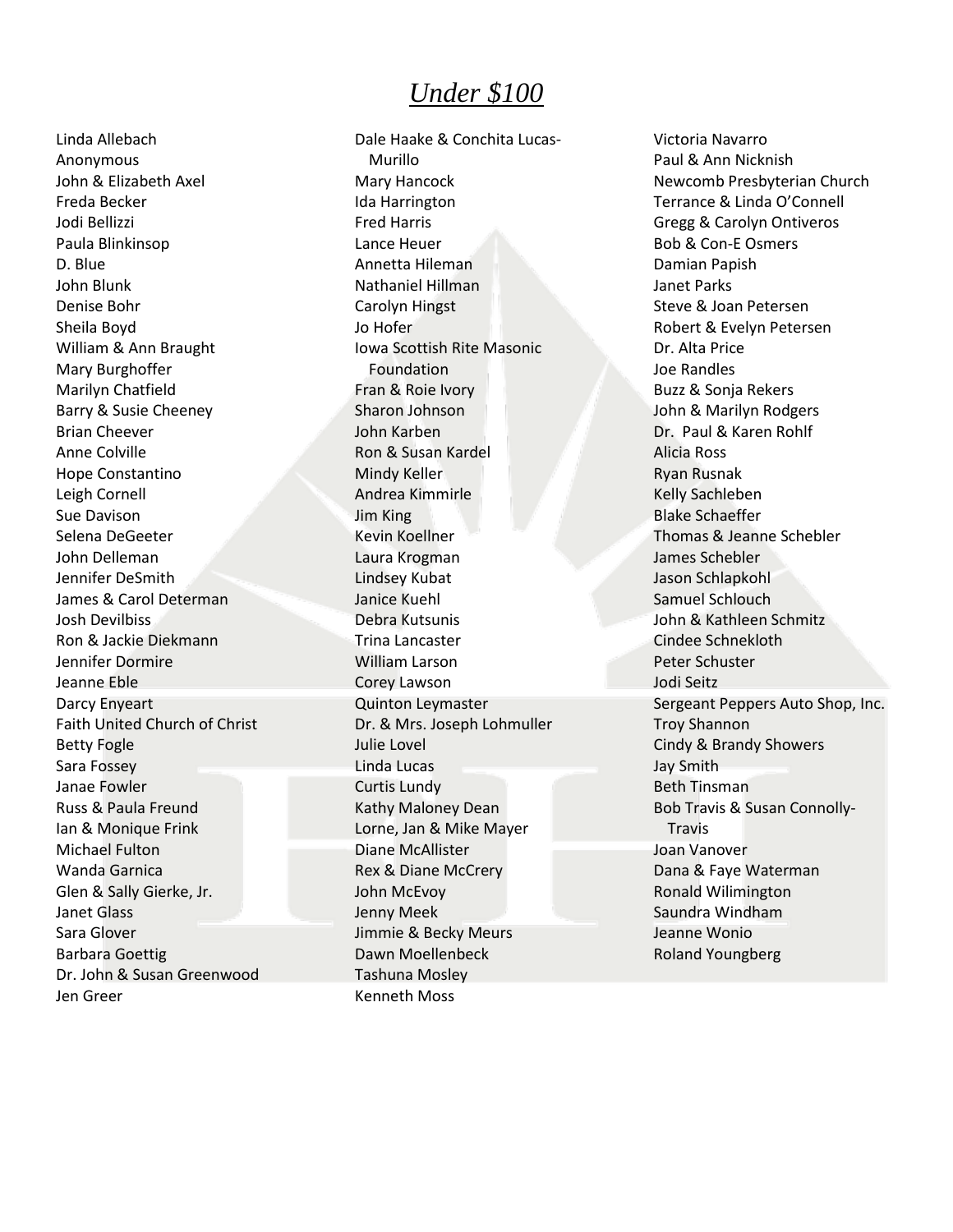# *Under $100*

Linda Allebach
Anonymous
John & Elizabeth Axel
Freda Becker
Jodi Bellizzi
Paula Blinkinsop
D. Blue
John Blunk
Denise Bohr
Sheila Boyd
William & Ann Braught
Mary Burghoffer
Marilyn Chatfield
Barry & Susie Cheeney
Brian Cheever
Anne Colville
Hope Constantino
Leigh Cornell
Sue Davison
Selena DeGeeter
John Delleman
Jennifer DeSmith
James & Carol Determan
Josh Devilbiss
Ron & Jackie Diekmann
Jennifer Dormire
Jeanne Eble
Darcy Enyeart
Faith United Church of Christ
Betty Fogle
Sara Fossey
Janae Fowler
Russ & Paula Freund
Ian & Monique Frink
Michael Fulton
Wanda Garnica
Glen & Sally Gierke, Jr.
Janet Glass
Sara Glover
Barbara Goettig
Dr. John & Susan Greenwood
Jen Greer
Dale Haake & Conchita Lucas-Murillo
Mary Hancock
Ida Harrington
Fred Harris
Lance Heuer
Annetta Hileman
Nathaniel Hillman
Carolyn Hingst
Jo Hofer
Iowa Scottish Rite Masonic Foundation
Fran & Roie Ivory
Sharon Johnson
John Karben
Ron & Susan Kardel
Mindy Keller
Andrea Kimmirle
Jim King
Kevin Koellner
Laura Krogman
Lindsey Kubat
Janice Kuehl
Debra Kutsunis
Trina Lancaster
William Larson
Corey Lawson
Quinton Leymaster
Dr. & Mrs. Joseph Lohmuller
Julie Lovel
Linda Lucas
Curtis Lundy
Kathy Maloney Dean
Lorne, Jan & Mike Mayer
Diane McAllister
Rex & Diane McCrery
John McEvoy
Jenny Meek
Jimmie & Becky Meurs
Dawn Moellenbeck
Tashuna Mosley
Kenneth Moss
Victoria Navarro
Paul & Ann Nicknish
Newcomb Presbyterian Church
Terrance & Linda O'Connell
Gregg & Carolyn Ontiveros
Bob & Con-E Osmers
Damian Papish
Janet Parks
Steve & Joan Petersen
Robert & Evelyn Petersen
Dr. Alta Price
Joe Randles
Buzz & Sonja Rekers
John & Marilyn Rodgers
Dr. Paul & Karen Rohlf
Alicia Ross
Ryan Rusnak
Kelly Sachleben
Blake Schaeffer
Thomas & Jeanne Schebler
James Schebler
Jason Schlapkohl
Samuel Schlouch
John & Kathleen Schmitz
Cindee Schnekloth
Peter Schuster
Jodi Seitz
Sergeant Peppers Auto Shop, Inc.
Troy Shannon
Cindy & Brandy Showers
Jay Smith
Beth Tinsman
Bob Travis & Susan Connolly-Travis
Joan Vanover
Dana & Faye Waterman
Ronald Wilimington
Saundra Windham
Jeanne Wonio
Roland Youngberg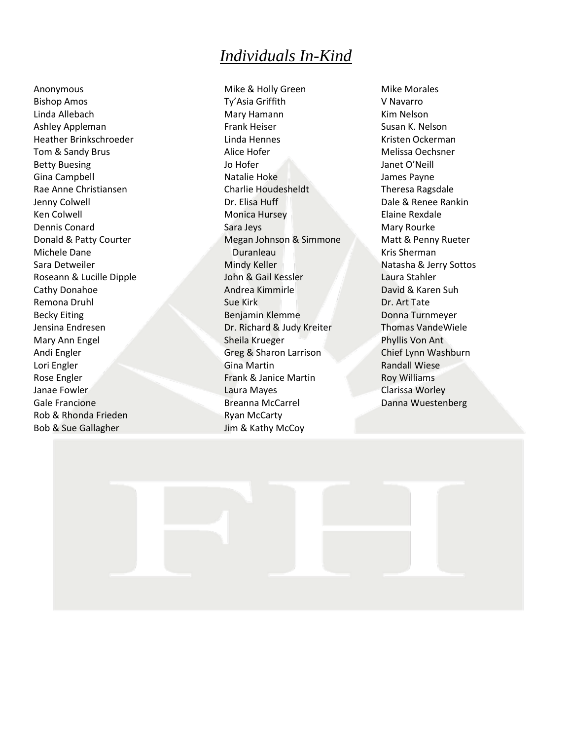# *Individuals In-Kind*

Anonymous
Bishop Amos
Linda Allebach
Ashley Appleman
Heather Brinkschroeder
Tom & Sandy Brus
Betty Buesing
Gina Campbell
Rae Anne Christiansen
Jenny Colwell
Ken Colwell
Dennis Conard
Donald & Patty Courter
Michele Dane
Sara Detweiler
Roseann & Lucille Dipple
Cathy Donahoe
Remona Druhl
Becky Eiting
Jensina Endresen
Mary Ann Engel
Andi Engler
Lori Engler
Rose Engler
Janae Fowler
Gale Francione
Rob & Rhonda Frieden
Bob & Sue Gallagher
Mike & Holly Green
Ty'Asia Griffith
Mary Hamann
Frank Heiser
Linda Hennes
Alice Hofer
Jo Hofer
Natalie Hoke
Charlie Houdesheldt
Dr. Elisa Huff
Monica Hursey
Sara Jeys
Megan Johnson & Simmone Duranleau
Mindy Keller
John & Gail Kessler
Andrea Kimmirle
Sue Kirk
Benjamin Klemme
Dr. Richard & Judy Kreiter
Sheila Krueger
Greg & Sharon Larrison
Gina Martin
Frank & Janice Martin
Laura Mayes
Breanna McCarrel
Ryan McCarty
Jim & Kathy McCoy
Mike Morales
V Navarro
Kim Nelson
Susan K. Nelson
Kristen Ockerman
Melissa Oechsner
Janet O'Neill
James Payne
Theresa Ragsdale
Dale & Renee Rankin
Elaine Rexdale
Mary Rourke
Matt & Penny Rueter
Kris Sherman
Natasha & Jerry Sottos
Laura Stahler
David & Karen Suh
Dr. Art Tate
Donna Turnmeyer
Thomas VandeWiele
Phyllis Von Ant
Chief Lynn Washburn
Randall Wiese
Roy Williams
Clarissa Worley
Danna Wuestenberg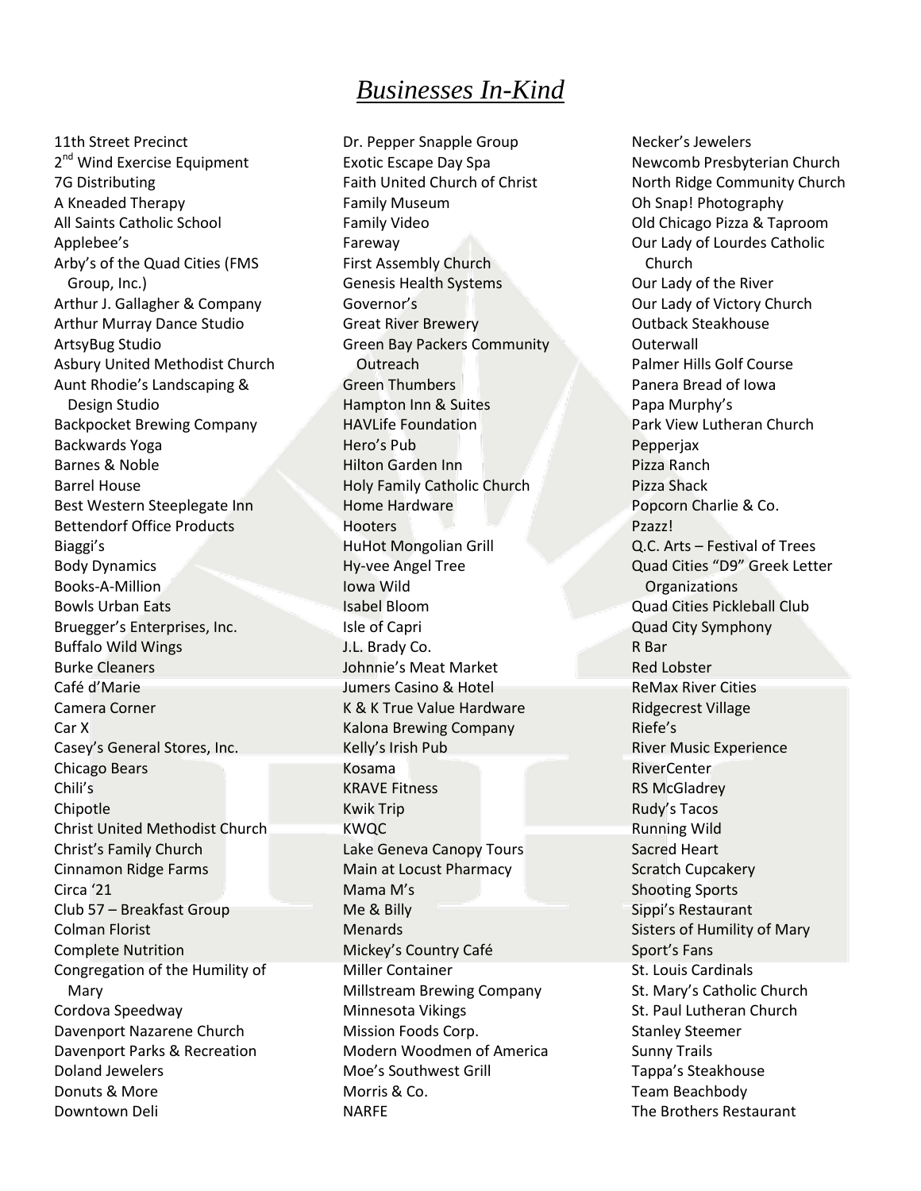# *Businesses In-Kind*

11th Street Precinct
2nd Wind Exercise Equipment
7G Distributing
A Kneaded Therapy
All Saints Catholic School
Applebee's
Arby's of the Quad Cities (FMS Group, Inc.)
Arthur J. Gallagher & Company
Arthur Murray Dance Studio
ArtsyBug Studio
Asbury United Methodist Church
Aunt Rhodie's Landscaping & Design Studio
Backpocket Brewing Company
Backwards Yoga
Barnes & Noble
Barrel House
Best Western Steeplegate Inn
Bettendorf Office Products
Biaggi's
Body Dynamics
Books-A-Million
Bowls Urban Eats
Bruegger's Enterprises, Inc.
Buffalo Wild Wings
Burke Cleaners
Café d'Marie
Camera Corner
Car X
Casey's General Stores, Inc.
Chicago Bears
Chili's
Chipotle
Christ United Methodist Church
Christ's Family Church
Cinnamon Ridge Farms
Circa '21
Club 57 – Breakfast Group
Colman Florist
Complete Nutrition
Congregation of the Humility of Mary
Cordova Speedway
Davenport Nazarene Church
Davenport Parks & Recreation
Doland Jewelers
Donuts & More
Downtown Deli
Dr. Pepper Snapple Group
Exotic Escape Day Spa
Faith United Church of Christ
Family Museum
Family Video
Fareway
First Assembly Church
Genesis Health Systems
Governor's
Great River Brewery
Green Bay Packers Community Outreach
Green Thumbers
Hampton Inn & Suites
HAVLife Foundation
Hero's Pub
Hilton Garden Inn
Holy Family Catholic Church
Home Hardware
Hooters
HuHot Mongolian Grill
Hy-vee Angel Tree
Iowa Wild
Isabel Bloom
Isle of Capri
J.L. Brady Co.
Johnnie's Meat Market
Jumers Casino & Hotel
K & K True Value Hardware
Kalona Brewing Company
Kelly's Irish Pub
Kosama
KRAVE Fitness
Kwik Trip
KWQC
Lake Geneva Canopy Tours
Main at Locust Pharmacy
Mama M's
Me & Billy
Menards
Mickey's Country Café
Miller Container
Millstream Brewing Company
Minnesota Vikings
Mission Foods Corp.
Modern Woodmen of America
Moe's Southwest Grill
Morris & Co.
NARFE
Necker's Jewelers
Newcomb Presbyterian Church
North Ridge Community Church
Oh Snap! Photography
Old Chicago Pizza & Taproom
Our Lady of Lourdes Catholic Church
Our Lady of the River
Our Lady of Victory Church
Outback Steakhouse
Outerwall
Palmer Hills Golf Course
Panera Bread of Iowa
Papa Murphy's
Park View Lutheran Church
Pepperjax
Pizza Ranch
Pizza Shack
Popcorn Charlie & Co.
Pzazz!
Q.C. Arts – Festival of Trees
Quad Cities "D9" Greek Letter Organizations
Quad Cities Pickleball Club
Quad City Symphony
R Bar
Red Lobster
ReMax River Cities
Ridgecrest Village
Riefe's
River Music Experience
RiverCenter
RS McGladrey
Rudy's Tacos
Running Wild
Sacred Heart
Scratch Cupcakery
Shooting Sports
Sippi's Restaurant
Sisters of Humility of Mary
Sport's Fans
St. Louis Cardinals
St. Mary's Catholic Church
St. Paul Lutheran Church
Stanley Steemer
Sunny Trails
Tappa's Steakhouse
Team Beachbody
The Brothers Restaurant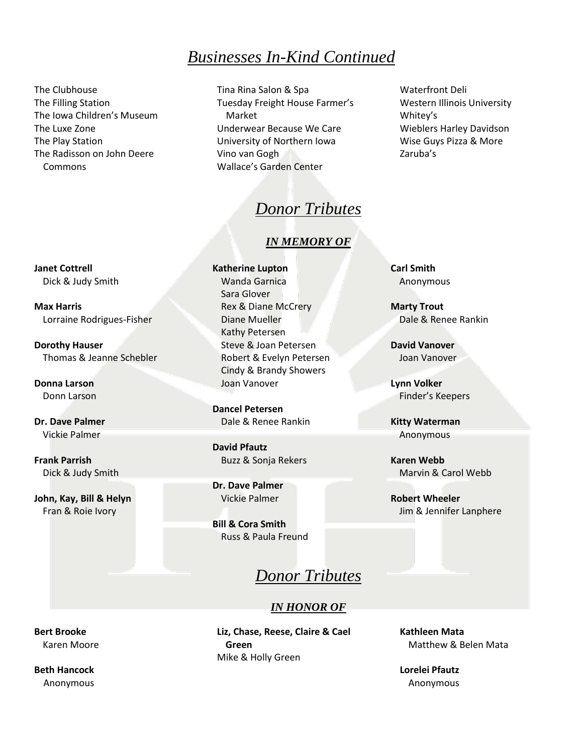# *Businesses In-Kind Continued*

The Clubhouse
The Filling Station
The Iowa Children's Museum
The Luxe Zone
The Play Station
The Radisson on John Deere Commons

Tina Rina Salon & Spa
Tuesday Freight House Farmer's Market
Underwear Because We Care
University of Northern Iowa
Vino van Gogh
Wallace's Garden Center

Waterfront Deli
Western Illinois University
Whitey's
Wieblers Harley Davidson
Wise Guys Pizza & More
Zaruba's

# *Donor Tributes*

## *IN MEMORY OF*

**Janet Cottrell**
Dick & Judy Smith

**Max Harris**
Lorraine Rodrigues-Fisher

**Dorothy Hauser**
Thomas & Jeanne Schebler

**Donna Larson**
Donn Larson

**Dr. Dave Palmer**
Vickie Palmer

**Frank Parrish**
Dick & Judy Smith

**John, Kay, Bill & Helyn**
Fran & Roie Ivory

**Katherine Lupton**
Wanda Garnica
Sara Glover
Rex & Diane McCrery
Diane Mueller
Kathy Petersen
Steve & Joan Petersen
Robert & Evelyn Petersen
Cindy & Brandy Showers
Joan Vanover

**Dancel Petersen**
Dale & Renee Rankin

**David Pfautz**
Buzz & Sonja Rekers

**Dr. Dave Palmer**
Vickie Palmer

**Bill & Cora Smith**
Russ & Paula Freund

**Carl Smith**
Anonymous

**Marty Trout**
Dale & Renee Rankin

**David Vanover**
Joan Vanover

**Lynn Volker**
Finder's Keepers

**Kitty Waterman**
Anonymous

**Karen Webb**
Marvin & Carol Webb

**Robert Wheeler**
Jim & Jennifer Lanphere

# *Donor Tributes*

## *IN HONOR OF*

**Bert Brooke**
Karen Moore

**Beth Hancock**
Anonymous

**Liz, Chase, Reese, Claire & Cael Green**
Mike & Holly Green

**Kathleen Mata**
Matthew & Belen Mata

**Lorelei Pfautz**
Anonymous